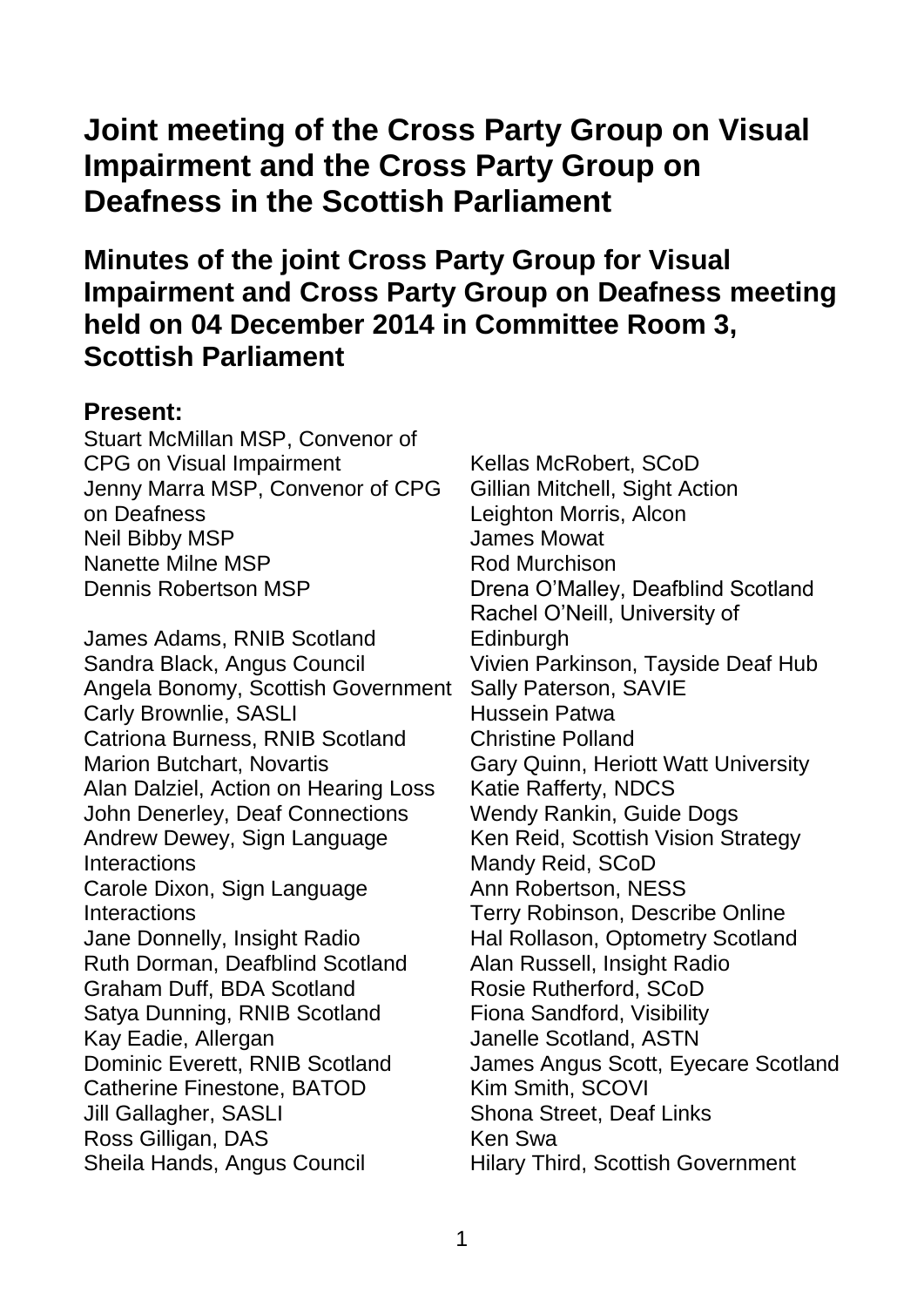# Joint meeting of the Cross Party Group on Visual Impairment and the Cross Party Group on Deafness in the Scottish Parliament

## Minutes of the joint Cross Party Group for Visual Impairment and Cross Party Group on Deafness meeting held on 04 December 2014 in Committee Room 3, Scottish Parliament

### Present:

Stuart McMillan MSP, Convenor of CPG on Visual Impairment
Jenny Marra MSP, Convenor of CPG on Deafness
Neil Bibby MSP
Nanette Milne MSP
Dennis Robertson MSP

James Adams, RNIB Scotland
Sandra Black, Angus Council
Angela Bonomy, Scottish Government
Carly Brownlie, SASLI
Catriona Burness, RNIB Scotland
Marion Butchart, Novartis
Alan Dalziel, Action on Hearing Loss
John Denerley, Deaf Connections
Andrew Dewey, Sign Language Interactions
Carole Dixon, Sign Language Interactions
Jane Donnelly, Insight Radio
Ruth Dorman, Deafblind Scotland
Graham Duff, BDA Scotland
Satya Dunning, RNIB Scotland
Kay Eadie, Allergan
Dominic Everett, RNIB Scotland
Catherine Finestone, BATOD
Jill Gallagher, SASLI
Ross Gilligan, DAS
Sheila Hands, Angus Council
Kellas McRobert, SCoD
Gillian Mitchell, Sight Action
Leighton Morris, Alcon
James Mowat
Rod Murchison
Drena O'Malley, Deafblind Scotland
Rachel O'Neill, University of Edinburgh
Vivien Parkinson, Tayside Deaf Hub
Sally Paterson, SAVIE
Hussein Patwa
Christine Polland
Gary Quinn, Heriott Watt University
Katie Rafferty, NDCS
Wendy Rankin, Guide Dogs
Ken Reid, Scottish Vision Strategy
Mandy Reid, SCoD
Ann Robertson, NESS
Terry Robinson, Describe Online
Hal Rollason, Optometry Scotland
Alan Russell, Insight Radio
Rosie Rutherford, SCoD
Fiona Sandford, Visibility
Janelle Scotland, ASTN
James Angus Scott, Eyecare Scotland
Kim Smith, SCOVI
Shona Street, Deaf Links
Ken Swa
Hilary Third, Scottish Government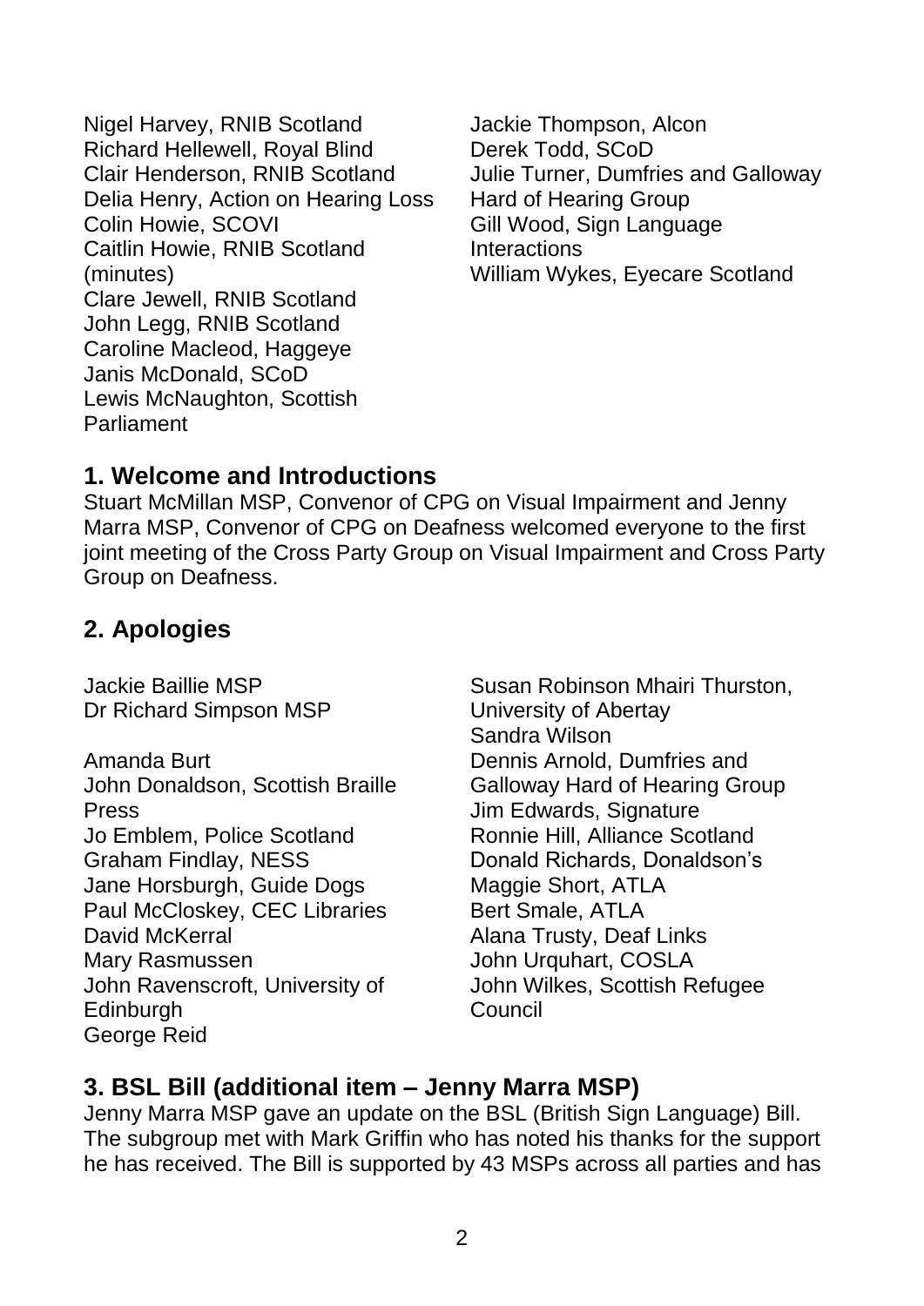Nigel Harvey, RNIB Scotland
Richard Hellewell, Royal Blind
Clair Henderson, RNIB Scotland
Delia Henry, Action on Hearing Loss
Colin Howie, SCOVI
Caitlin Howie, RNIB Scotland (minutes)
Clare Jewell, RNIB Scotland
John Legg, RNIB Scotland
Caroline Macleod, Haggeye
Janis McDonald, SCoD
Lewis McNaughton, Scottish Parliament
Jackie Thompson, Alcon
Derek Todd, SCoD
Julie Turner, Dumfries and Galloway Hard of Hearing Group
Gill Wood, Sign Language Interactions
William Wykes, Eyecare Scotland

## 1. Welcome and Introductions

Stuart McMillan MSP, Convenor of CPG on Visual Impairment and Jenny Marra MSP, Convenor of CPG on Deafness welcomed everyone to the first joint meeting of the Cross Party Group on Visual Impairment and Cross Party Group on Deafness.

## 2. Apologies

Jackie Baillie MSP
Dr Richard Simpson MSP

Amanda Burt
John Donaldson, Scottish Braille Press
Jo Emblem, Police Scotland
Graham Findlay, NESS
Jane Horsburgh, Guide Dogs
Paul McCloskey, CEC Libraries
David McKerral
Mary Rasmussen
John Ravenscroft, University of Edinburgh
George Reid
Susan Robinson Mhairi Thurston, University of Abertay
Sandra Wilson
Dennis Arnold, Dumfries and Galloway Hard of Hearing Group
Jim Edwards, Signature
Ronnie Hill, Alliance Scotland
Donald Richards, Donaldson's
Maggie Short, ATLA
Bert Smale, ATLA
Alana Trusty, Deaf Links
John Urquhart, COSLA
John Wilkes, Scottish Refugee Council

## 3. BSL Bill (additional item – Jenny Marra MSP)

Jenny Marra MSP gave an update on the BSL (British Sign Language) Bill. The subgroup met with Mark Griffin who has noted his thanks for the support he has received. The Bill is supported by 43 MSPs across all parties and has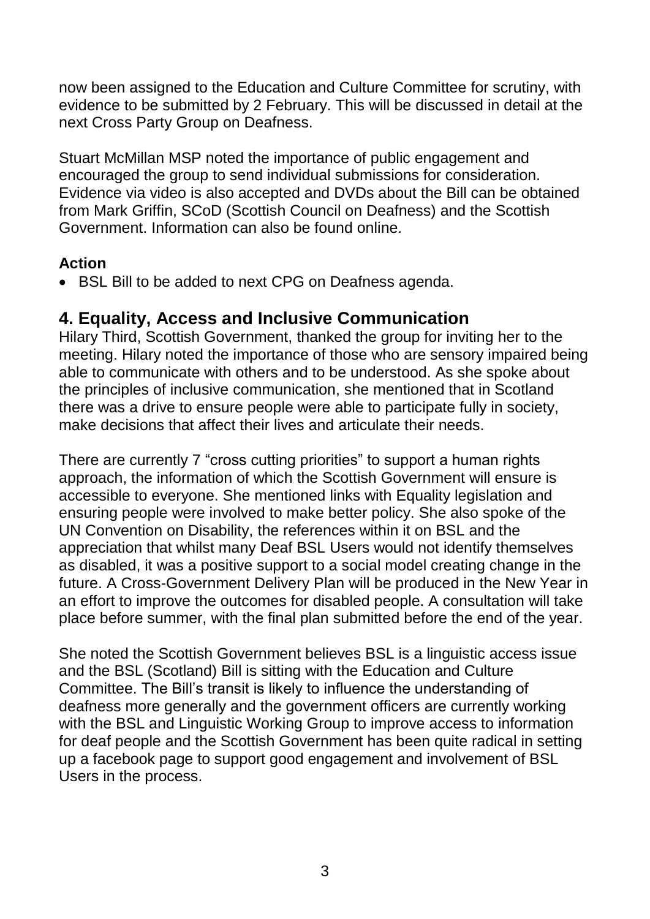now been assigned to the Education and Culture Committee for scrutiny, with evidence to be submitted by 2 February. This will be discussed in detail at the next Cross Party Group on Deafness.

Stuart McMillan MSP noted the importance of public engagement and encouraged the group to send individual submissions for consideration. Evidence via video is also accepted and DVDs about the Bill can be obtained from Mark Griffin, SCoD (Scottish Council on Deafness) and the Scottish Government. Information can also be found online.

**Action**

- BSL Bill to be added to next CPG on Deafness agenda.

## 4. Equality, Access and Inclusive Communication

Hilary Third, Scottish Government, thanked the group for inviting her to the meeting. Hilary noted the importance of those who are sensory impaired being able to communicate with others and to be understood. As she spoke about the principles of inclusive communication, she mentioned that in Scotland there was a drive to ensure people were able to participate fully in society, make decisions that affect their lives and articulate their needs.

There are currently 7 "cross cutting priorities" to support a human rights approach, the information of which the Scottish Government will ensure is accessible to everyone. She mentioned links with Equality legislation and ensuring people were involved to make better policy. She also spoke of the UN Convention on Disability, the references within it on BSL and the appreciation that whilst many Deaf BSL Users would not identify themselves as disabled, it was a positive support to a social model creating change in the future. A Cross-Government Delivery Plan will be produced in the New Year in an effort to improve the outcomes for disabled people. A consultation will take place before summer, with the final plan submitted before the end of the year.

She noted the Scottish Government believes BSL is a linguistic access issue and the BSL (Scotland) Bill is sitting with the Education and Culture Committee. The Bill's transit is likely to influence the understanding of deafness more generally and the government officers are currently working with the BSL and Linguistic Working Group to improve access to information for deaf people and the Scottish Government has been quite radical in setting up a facebook page to support good engagement and involvement of BSL Users in the process.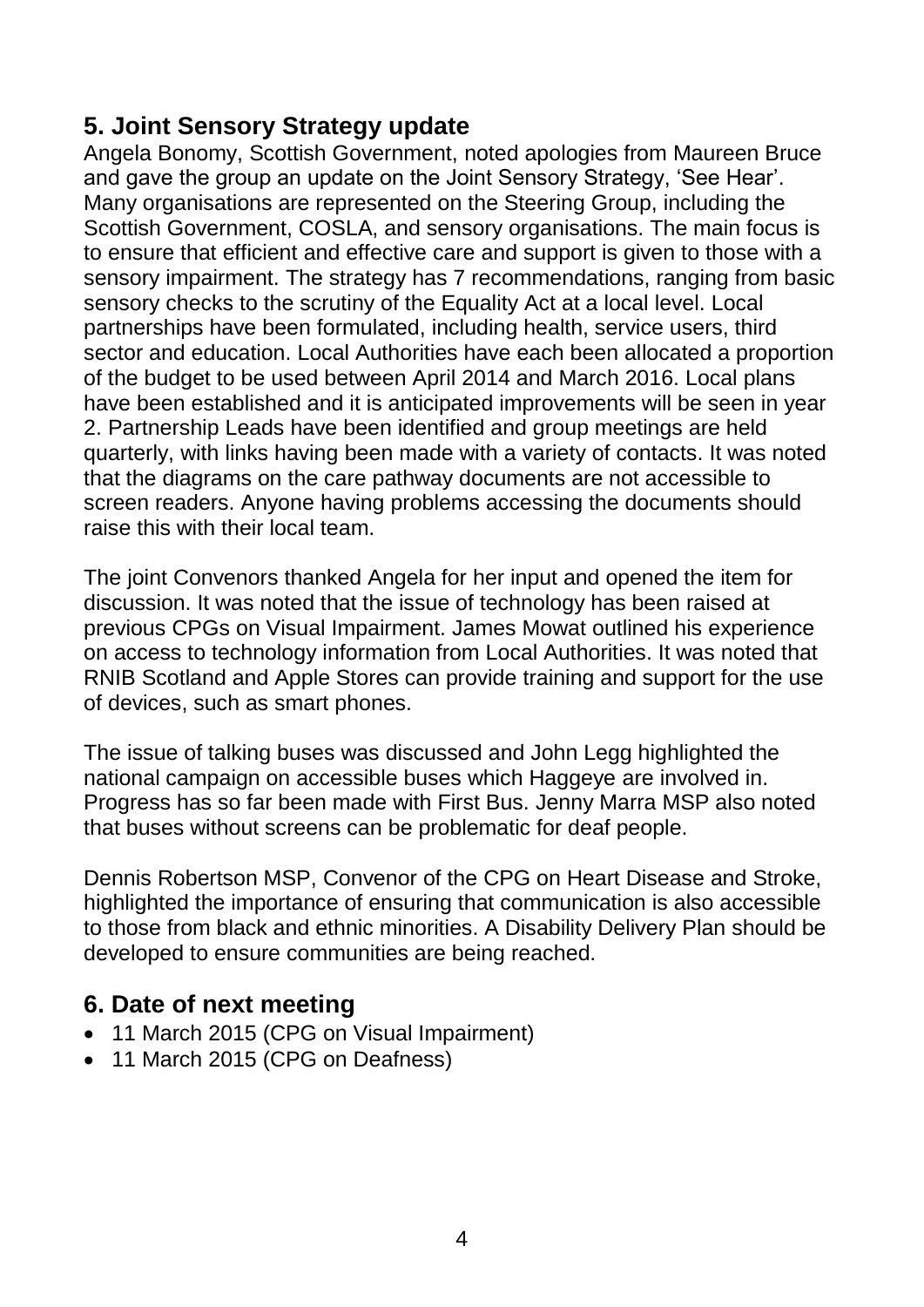## 5. Joint Sensory Strategy update

Angela Bonomy, Scottish Government, noted apologies from Maureen Bruce and gave the group an update on the Joint Sensory Strategy, 'See Hear'. Many organisations are represented on the Steering Group, including the Scottish Government, COSLA, and sensory organisations. The main focus is to ensure that efficient and effective care and support is given to those with a sensory impairment. The strategy has 7 recommendations, ranging from basic sensory checks to the scrutiny of the Equality Act at a local level. Local partnerships have been formulated, including health, service users, third sector and education. Local Authorities have each been allocated a proportion of the budget to be used between April 2014 and March 2016. Local plans have been established and it is anticipated improvements will be seen in year 2. Partnership Leads have been identified and group meetings are held quarterly, with links having been made with a variety of contacts. It was noted that the diagrams on the care pathway documents are not accessible to screen readers. Anyone having problems accessing the documents should raise this with their local team.

The joint Convenors thanked Angela for her input and opened the item for discussion. It was noted that the issue of technology has been raised at previous CPGs on Visual Impairment. James Mowat outlined his experience on access to technology information from Local Authorities. It was noted that RNIB Scotland and Apple Stores can provide training and support for the use of devices, such as smart phones.

The issue of talking buses was discussed and John Legg highlighted the national campaign on accessible buses which Haggeye are involved in. Progress has so far been made with First Bus. Jenny Marra MSP also noted that buses without screens can be problematic for deaf people.

Dennis Robertson MSP, Convenor of the CPG on Heart Disease and Stroke, highlighted the importance of ensuring that communication is also accessible to those from black and ethnic minorities. A Disability Delivery Plan should be developed to ensure communities are being reached.

## 6. Date of next meeting

- 11 March 2015 (CPG on Visual Impairment)
- 11 March 2015 (CPG on Deafness)